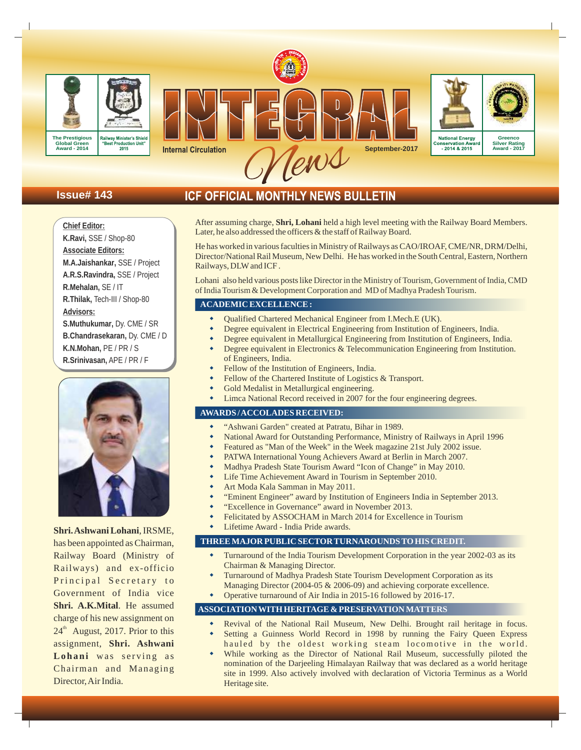# INTEGRAL News

Internal Circulation

September-2017

The Prestigious Global Green Award - 2014

Railway Minister's Shield "Best Production Unit" 2015

National Energy Conservation Award - 2014 & 2015

Greenco Silver Rating Award - 2017

Issue# 143

## ICF OFFICIAL MONTHLY NEWS BULLETIN

**Chief Editor:**
**K.Ravi,** SSE / Shop-80

**Associate Editors:**
**M.A.Jaishankar,** SSE / Project
**A.R.S.Ravindra,** SSE / Project
**R.Mehalan,** SE / IT
**R.Thilak,** Tech-III / Shop-80

**Advisors:**
**S.Muthukumar,** Dy. CME / SR
**B.Chandrasekaran,** Dy. CME / D
**K.N.Mohan,** PE / PR / S
**R.Srinivasan,** APE / PR / F

**Shri. Ashwani Lohani**, IRSME, has been appointed as Chairman, Railway Board (Ministry of Railways) and ex-officio Principal Secretary to Government of India vice **Shri. A.K.Mital**. He assumed charge of his new assignment on 24th August, 2017. Prior to this assignment, **Shri. Ashwani Lohani** was serving as Chairman and Managing Director, Air India.

After assuming charge, **Shri, Lohani** held a high level meeting with the Railway Board Members. Later, he also addressed the officers & the staff of Railway Board.

He has worked in various faculties in Ministry of Railways as CAO/IROAF, CME/NR, DRM/Delhi, Director/National Rail Museum, New Delhi. He has worked in the South Central, Eastern, Northern Railways, DLW and ICF .

Lohani also held various posts like Director in the Ministry of Tourism, Government of India, CMD of India Tourism & Development Corporation and MD of Madhya Pradesh Tourism.

### ACADEMIC EXCELLENCE :

- Qualified Chartered Mechanical Engineer from I.Mech.E (UK).
- Degree equivalent in Electrical Engineering from Institution of Engineers, India.
- Degree equivalent in Metallurgical Engineering from Institution of Engineers, India.
- Degree equivalent in Electronics & Telecommunication Engineering from Institution. of Engineers, India.
- Fellow of the Institution of Engineers, India.
- Fellow of the Chartered Institute of Logistics & Transport.
- Gold Medalist in Metallurgical engineering.
- Limca National Record received in 2007 for the four engineering degrees.

### AWARDS / ACCOLADES RECEIVED:

- "Ashwani Garden" created at Patratu, Bihar in 1989.
- National Award for Outstanding Performance, Ministry of Railways in April 1996
- Featured as "Man of the Week" in the Week magazine 21st July 2002 issue.
- PATWA International Young Achievers Award at Berlin in March 2007.
- Madhya Pradesh State Tourism Award "Icon of Change" in May 2010.
- Life Time Achievement Award in Tourism in September 2010.
- Art Moda Kala Samman in May 2011.
- "Eminent Engineer" award by Institution of Engineers India in September 2013.
- "Excellence in Governance" award in November 2013.
- Felicitated by ASSOCHAM in March 2014 for Excellence in Tourism
- Lifetime Award - India Pride awards.

### THREE MAJOR PUBLIC SECTOR TURNAROUNDS TO HIS CREDIT.

- Turnaround of the India Tourism Development Corporation in the year 2002-03 as its Chairman & Managing Director.
- Turnaround of Madhya Pradesh State Tourism Development Corporation as its Managing Director (2004-05 & 2006-09) and achieving corporate excellence.
- Operative turnaround of Air India in 2015-16 followed by 2016-17.

### ASSOCIATION WITH HERITAGE & PRESERVATION MATTERS

- Revival of the National Rail Museum, New Delhi. Brought rail heritage in focus.
- Setting a Guinness World Record in 1998 by running the Fairy Queen Express hauled by the oldest working steam locomotive in the world.
- While working as the Director of National Rail Museum, successfully piloted the nomination of the Darjeeling Himalayan Railway that was declared as a world heritage site in 1999. Also actively involved with declaration of Victoria Terminus as a World Heritage site.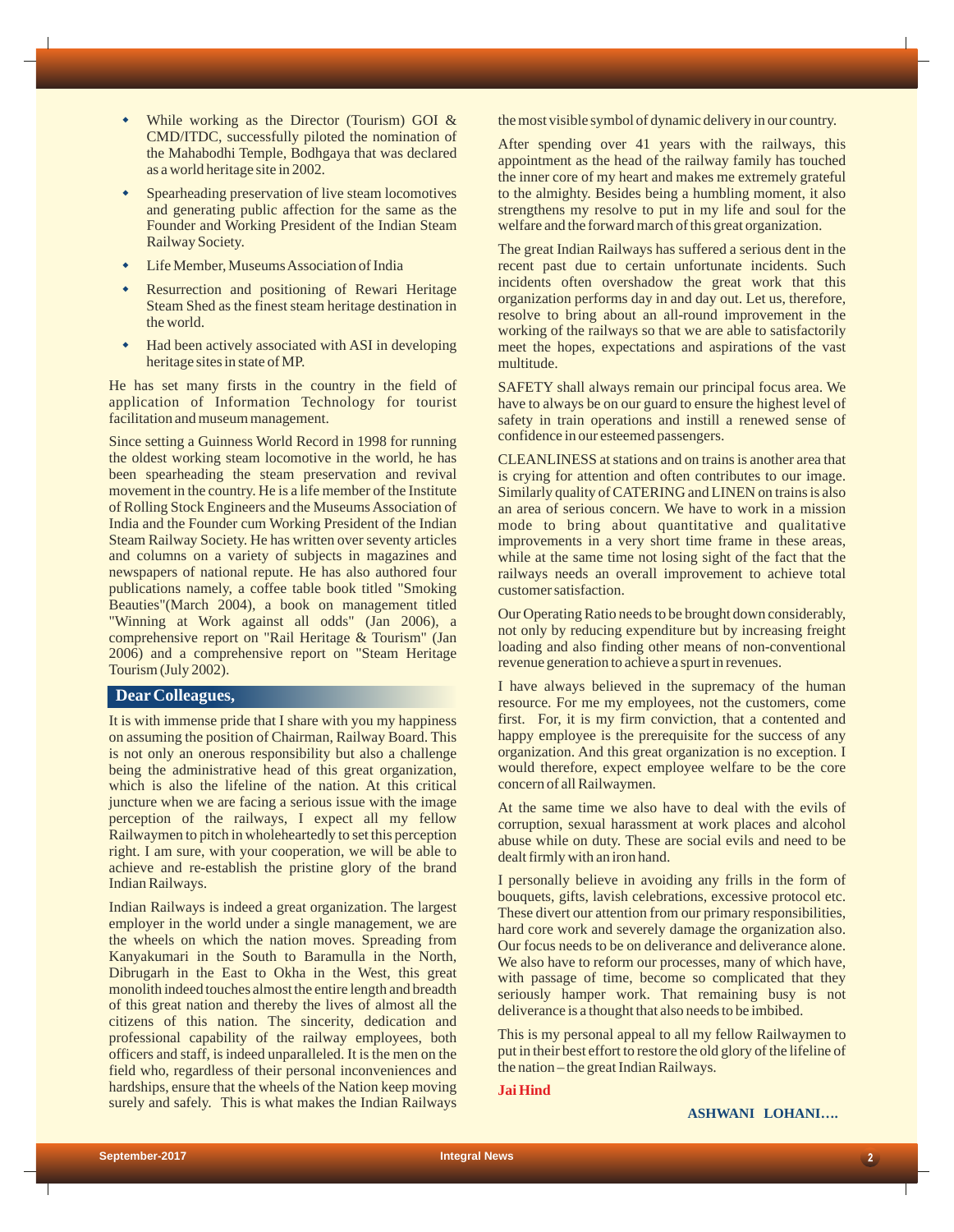- While working as the Director (Tourism) GOI & CMD/ITDC, successfully piloted the nomination of the Mahabodhi Temple, Bodhgaya that was declared as a world heritage site in 2002.
- Spearheading preservation of live steam locomotives and generating public affection for the same as the Founder and Working President of the Indian Steam Railway Society.
- Life Member, Museums Association of India
- Resurrection and positioning of Rewari Heritage Steam Shed as the finest steam heritage destination in the world.
- Had been actively associated with ASI in developing heritage sites in state of MP.

He has set many firsts in the country in the field of application of Information Technology for tourist facilitation and museum management.

Since setting a Guinness World Record in 1998 for running the oldest working steam locomotive in the world, he has been spearheading the steam preservation and revival movement in the country. He is a life member of the Institute of Rolling Stock Engineers and the Museums Association of India and the Founder cum Working President of the Indian Steam Railway Society. He has written over seventy articles and columns on a variety of subjects in magazines and newspapers of national repute. He has also authored four publications namely, a coffee table book titled "Smoking Beauties"(March 2004), a book on management titled "Winning at Work against all odds" (Jan 2006), a comprehensive report on "Rail Heritage & Tourism" (Jan 2006) and a comprehensive report on "Steam Heritage Tourism (July 2002).

## Dear Colleagues,

It is with immense pride that I share with you my happiness on assuming the position of Chairman, Railway Board. This is not only an onerous responsibility but also a challenge being the administrative head of this great organization, which is also the lifeline of the nation. At this critical juncture when we are facing a serious issue with the image perception of the railways, I expect all my fellow Railwaymen to pitch in wholeheartedly to set this perception right. I am sure, with your cooperation, we will be able to achieve and re-establish the pristine glory of the brand Indian Railways.

Indian Railways is indeed a great organization. The largest employer in the world under a single management, we are the wheels on which the nation moves. Spreading from Kanyakumari in the South to Baramulla in the North, Dibrugarh in the East to Okha in the West, this great monolith indeed touches almost the entire length and breadth of this great nation and thereby the lives of almost all the citizens of this nation. The sincerity, dedication and professional capability of the railway employees, both officers and staff, is indeed unparalleled. It is the men on the field who, regardless of their personal inconveniences and hardships, ensure that the wheels of the Nation keep moving surely and safely. This is what makes the Indian Railways the most visible symbol of dynamic delivery in our country.

After spending over 41 years with the railways, this appointment as the head of the railway family has touched the inner core of my heart and makes me extremely grateful to the almighty. Besides being a humbling moment, it also strengthens my resolve to put in my life and soul for the welfare and the forward march of this great organization.

The great Indian Railways has suffered a serious dent in the recent past due to certain unfortunate incidents. Such incidents often overshadow the great work that this organization performs day in and day out. Let us, therefore, resolve to bring about an all-round improvement in the working of the railways so that we are able to satisfactorily meet the hopes, expectations and aspirations of the vast multitude.

SAFETY shall always remain our principal focus area. We have to always be on our guard to ensure the highest level of safety in train operations and instill a renewed sense of confidence in our esteemed passengers.

CLEANLINESS at stations and on trains is another area that is crying for attention and often contributes to our image. Similarly quality of CATERING and LINEN on trains is also an area of serious concern. We have to work in a mission mode to bring about quantitative and qualitative improvements in a very short time frame in these areas, while at the same time not losing sight of the fact that the railways needs an overall improvement to achieve total customer satisfaction.

Our Operating Ratio needs to be brought down considerably, not only by reducing expenditure but by increasing freight loading and also finding other means of non-conventional revenue generation to achieve a spurt in revenues.

I have always believed in the supremacy of the human resource. For me my employees, not the customers, come first. For, it is my firm conviction, that a contented and happy employee is the prerequisite for the success of any organization. And this great organization is no exception. I would therefore, expect employee welfare to be the core concern of all Railwaymen.

At the same time we also have to deal with the evils of corruption, sexual harassment at work places and alcohol abuse while on duty. These are social evils and need to be dealt firmly with an iron hand.

I personally believe in avoiding any frills in the form of bouquets, gifts, lavish celebrations, excessive protocol etc. These divert our attention from our primary responsibilities, hard core work and severely damage the organization also. Our focus needs to be on deliverance and deliverance alone. We also have to reform our processes, many of which have, with passage of time, become so complicated that they seriously hamper work. That remaining busy is not deliverance is a thought that also needs to be imbibed.

This is my personal appeal to all my fellow Railwaymen to put in their best effort to restore the old glory of the lifeline of the nation – the great Indian Railways.

**Jai Hind**

**ASHWANI LOHANI….**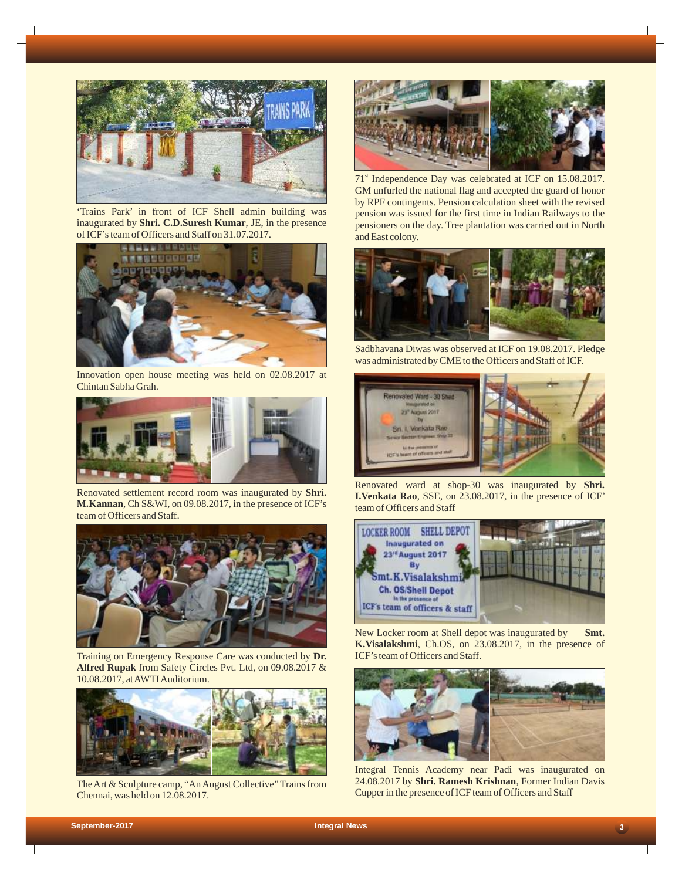'Trains Park' in front of ICF Shell admin building was inaugurated by **Shri. C.D.Suresh Kumar**, JE, in the presence of ICF's team of Officers and Staff on 31.07.2017.

Innovation open house meeting was held on 02.08.2017 at Chintan Sabha Grah.

Renovated settlement record room was inaugurated by **Shri. M.Kannan**, Ch S&WI, on 09.08.2017, in the presence of ICF's team of Officers and Staff.

Training on Emergency Response Care was conducted by **Dr. Alfred Rupak** from Safety Circles Pvt. Ltd, on 09.08.2017 & 10.08.2017, at AWTI Auditorium.

The Art & Sculpture camp, "An August Collective" Trains from Chennai, was held on 12.08.2017.

71st Independence Day was celebrated at ICF on 15.08.2017. GM unfurled the national flag and accepted the guard of honor by RPF contingents. Pension calculation sheet with the revised pension was issued for the first time in Indian Railways to the pensioners on the day. Tree plantation was carried out in North and East colony.

Sadbhavana Diwas was observed at ICF on 19.08.2017. Pledge was administrated by CME to the Officers and Staff of ICF.

Renovated ward at shop-30 was inaugurated by **Shri. I.Venkata Rao**, SSE, on 23.08.2017, in the presence of ICF' team of Officers and Staff

New Locker room at Shell depot was inaugurated by **Smt. K.Visalakshmi**, Ch.OS, on 23.08.2017, in the presence of ICF's team of Officers and Staff.

Integral Tennis Academy near Padi was inaugurated on 24.08.2017 by **Shri. Ramesh Krishnan**, Former Indian Davis Cupper in the presence of ICF team of Officers and Staff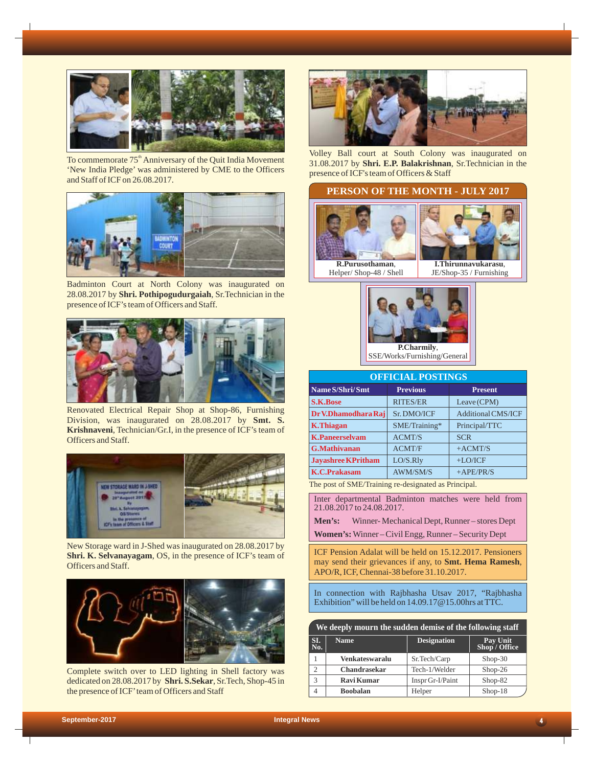To commemorate 75th Anniversary of the Quit India Movement 'New India Pledge' was administered by CME to the Officers and Staff of ICF on 26.08.2017.

Badminton Court at North Colony was inaugurated on 28.08.2017 by **Shri. Pothipogudurgaiah**, Sr.Technician in the presence of ICF's team of Officers and Staff.

Renovated Electrical Repair Shop at Shop-86, Furnishing Division, was inaugurated on 28.08.2017 by **Smt. S. Krishnaveni**, Technician/Gr.I, in the presence of ICF's team of Officers and Staff.

New Storage ward in J-Shed was inaugurated on 28.08.2017 by **Shri. K. Selvanayagam**, OS, in the presence of ICF's team of Officers and Staff.

Complete switch over to LED lighting in Shell factory was dedicated on 28.08.2017 by **Shri. S.Sekar**, Sr.Tech, Shop-45 in the presence of ICF' team of Officers and Staff

Volley Ball court at South Colony was inaugurated on 31.08.2017 by **Shri. E.P. Balakrishnan**, Sr.Technician in the presence of ICF's team of Officers & Staff

## PERSON OF THE MONTH - JULY 2017

**R.Purusothaman**, Helper/ Shop-48 / Shell

**I.Thirunnavukarasu**, JE/Shop-35 / Furnishing

**P.Charmily**, SSE/Works/Furnishing/General

## OFFICIAL POSTINGS

| Name S/Shri/ Smt | Previous | Present |
|---|---|---|
| S.K.Bose | RITES/ER | Leave (CPM) |
| Dr V.Dhamodhara Raj | Sr. DMO/ICF | Additional CMS/ICF |
| K.Thiagan | SME/Training* | Principal/TTC |
| K.Paneerselvam | ACMT/S | SCR |
| G.Mathivanan | ACMT/F | +ACMT/S |
| Jayashree K Pritham | LO/S.Rly | +LO/ICF |
| K.C.Prakasam | AWM/SM/S | +APE/PR/S |

The post of SME/Training re-designated as Principal.

Inter departmental Badminton matches were held from 21.08.2017 to 24.08.2017.

**Men's:** Winner- Mechanical Dept, Runner – stores Dept

**Women's:** Winner – Civil Engg, Runner – Security Dept

ICF Pension Adalat will be held on 15.12.2017. Pensioners may send their grievances if any, to **Smt. Hema Ramesh**, APO/R, ICF, Chennai-38 before 31.10.2017.

In connection with Rajbhasha Utsav 2017, "Rajbhasha Exhibition" will be held on 14.09.17@15.00hrs at TTC.

## We deeply mourn the sudden demise of the following staff

| Sl. No. | Name | Designation | Pay Unit Shop / Office |
|---|---|---|---|
| 1 | Venkateswaralu | Sr.Tech/Carp | Shop-30 |
| 2 | Chandrasekar | Tech-1/Welder | Shop-26 |
| 3 | Ravi Kumar | Inspr Gr-I/Paint | Shop-82 |
| 4 | Boobalan | Helper | Shop-18 |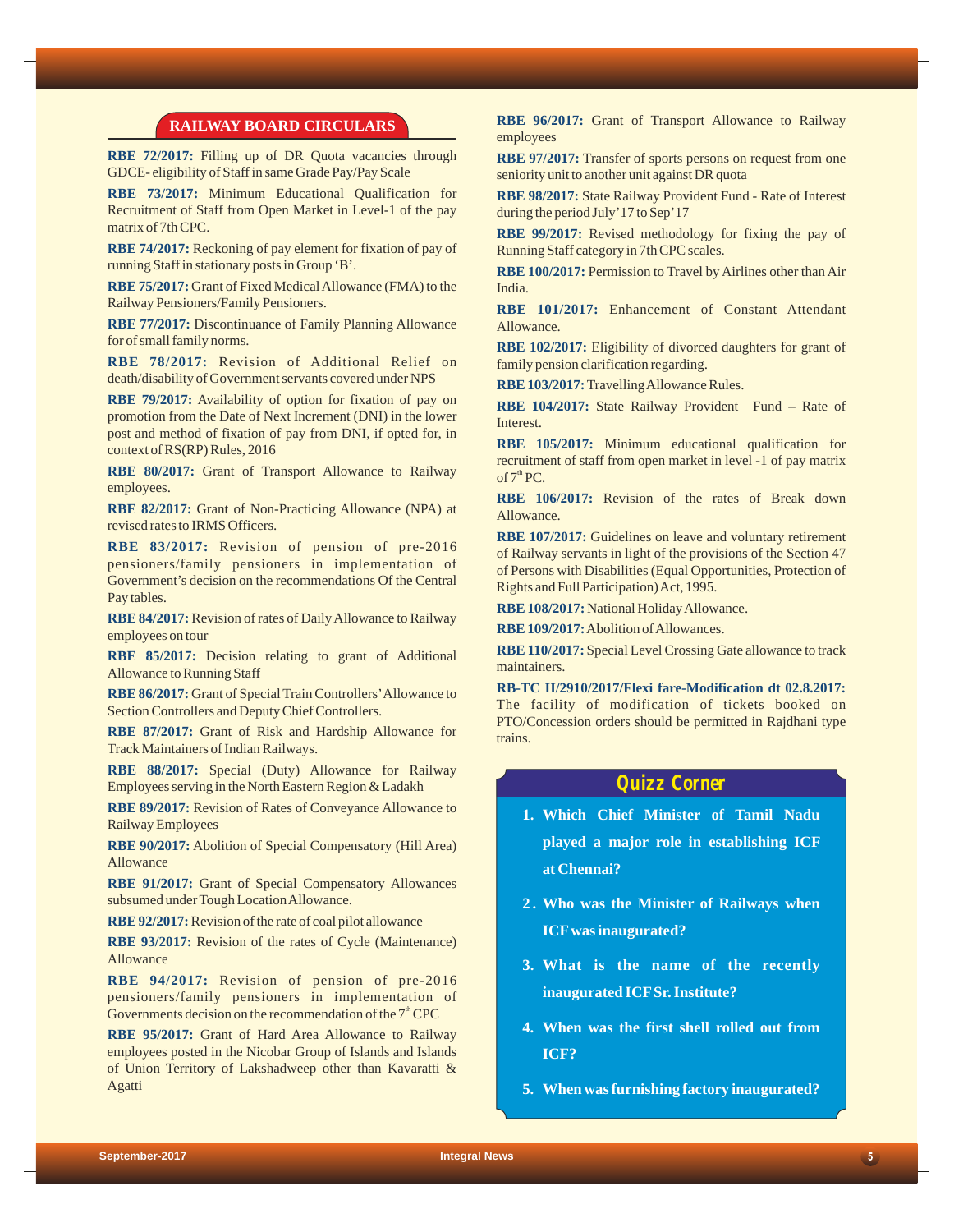## RAILWAY BOARD CIRCULARS

**RBE 72/2017:** Filling up of DR Quota vacancies through GDCE- eligibility of Staff in same Grade Pay/Pay Scale

**RBE 73/2017:** Minimum Educational Qualification for Recruitment of Staff from Open Market in Level-1 of the pay matrix of 7th CPC.

**RBE 74/2017:** Reckoning of pay element for fixation of pay of running Staff in stationary posts in Group 'B'.

**RBE 75/2017:** Grant of Fixed Medical Allowance (FMA) to the Railway Pensioners/Family Pensioners.

**RBE 77/2017:** Discontinuance of Family Planning Allowance for of small family norms.

**RBE 78/2017:** Revision of Additional Relief on death/disability of Government servants covered under NPS

**RBE 79/2017:** Availability of option for fixation of pay on promotion from the Date of Next Increment (DNI) in the lower post and method of fixation of pay from DNI, if opted for, in context of RS(RP) Rules, 2016

**RBE 80/2017:** Grant of Transport Allowance to Railway employees.

**RBE 82/2017:** Grant of Non-Practicing Allowance (NPA) at revised rates to IRMS Officers.

**RBE 83/2017:** Revision of pension of pre-2016 pensioners/family pensioners in implementation of Government's decision on the recommendations Of the Central Pay tables.

**RBE 84/2017:** Revision of rates of Daily Allowance to Railway employees on tour

**RBE 85/2017:** Decision relating to grant of Additional Allowance to Running Staff

**RBE 86/2017:** Grant of Special Train Controllers' Allowance to Section Controllers and Deputy Chief Controllers.

**RBE 87/2017:** Grant of Risk and Hardship Allowance for Track Maintainers of Indian Railways.

**RBE 88/2017:** Special (Duty) Allowance for Railway Employees serving in the North Eastern Region & Ladakh

**RBE 89/2017:** Revision of Rates of Conveyance Allowance to Railway Employees

**RBE 90/2017:** Abolition of Special Compensatory (Hill Area) Allowance

**RBE 91/2017:** Grant of Special Compensatory Allowances subsumed under Tough Location Allowance.

**RBE 92/2017:** Revision of the rate of coal pilot allowance

**RBE 93/2017:** Revision of the rates of Cycle (Maintenance) Allowance

**RBE 94/2017:** Revision of pension of pre-2016 pensioners/family pensioners in implementation of Governments decision on the recommendation of the 7th CPC

**RBE 95/2017:** Grant of Hard Area Allowance to Railway employees posted in the Nicobar Group of Islands and Islands of Union Territory of Lakshadweep other than Kavaratti & Agatti

**RBE 96/2017:** Grant of Transport Allowance to Railway employees

**RBE 97/2017:** Transfer of sports persons on request from one seniority unit to another unit against DR quota

**RBE 98/2017:** State Railway Provident Fund - Rate of Interest during the period July'17 to Sep'17

**RBE 99/2017:** Revised methodology for fixing the pay of Running Staff category in 7th CPC scales.

**RBE 100/2017:** Permission to Travel by Airlines other than Air India.

**RBE 101/2017:** Enhancement of Constant Attendant Allowance.

**RBE 102/2017:** Eligibility of divorced daughters for grant of family pension clarification regarding.

**RBE 103/2017:** Travelling Allowance Rules.

**RBE 104/2017:** State Railway Provident Fund – Rate of Interest.

**RBE 105/2017:** Minimum educational qualification for recruitment of staff from open market in level -1 of pay matrix of 7th PC.

**RBE 106/2017:** Revision of the rates of Break down Allowance.

**RBE 107/2017:** Guidelines on leave and voluntary retirement of Railway servants in light of the provisions of the Section 47 of Persons with Disabilities (Equal Opportunities, Protection of Rights and Full Participation) Act, 1995.

**RBE 108/2017:** National Holiday Allowance.

**RBE 109/2017:** Abolition of Allowances.

**RBE 110/2017:** Special Level Crossing Gate allowance to track maintainers.

**RB-TC II/2910/2017/Flexi fare-Modification dt 02.8.2017:** The facility of modification of tickets booked on PTO/Concession orders should be permitted in Rajdhani type trains.

## Quizz Corner

1. **Which Chief Minister of Tamil Nadu played a major role in establishing ICF at Chennai?**
2. **Who was the Minister of Railways when ICF was inaugurated?**
3. **What is the name of the recently inaugurated ICF Sr. Institute?**
4. **When was the first shell rolled out from ICF?**
5. **When was furnishing factory inaugurated?**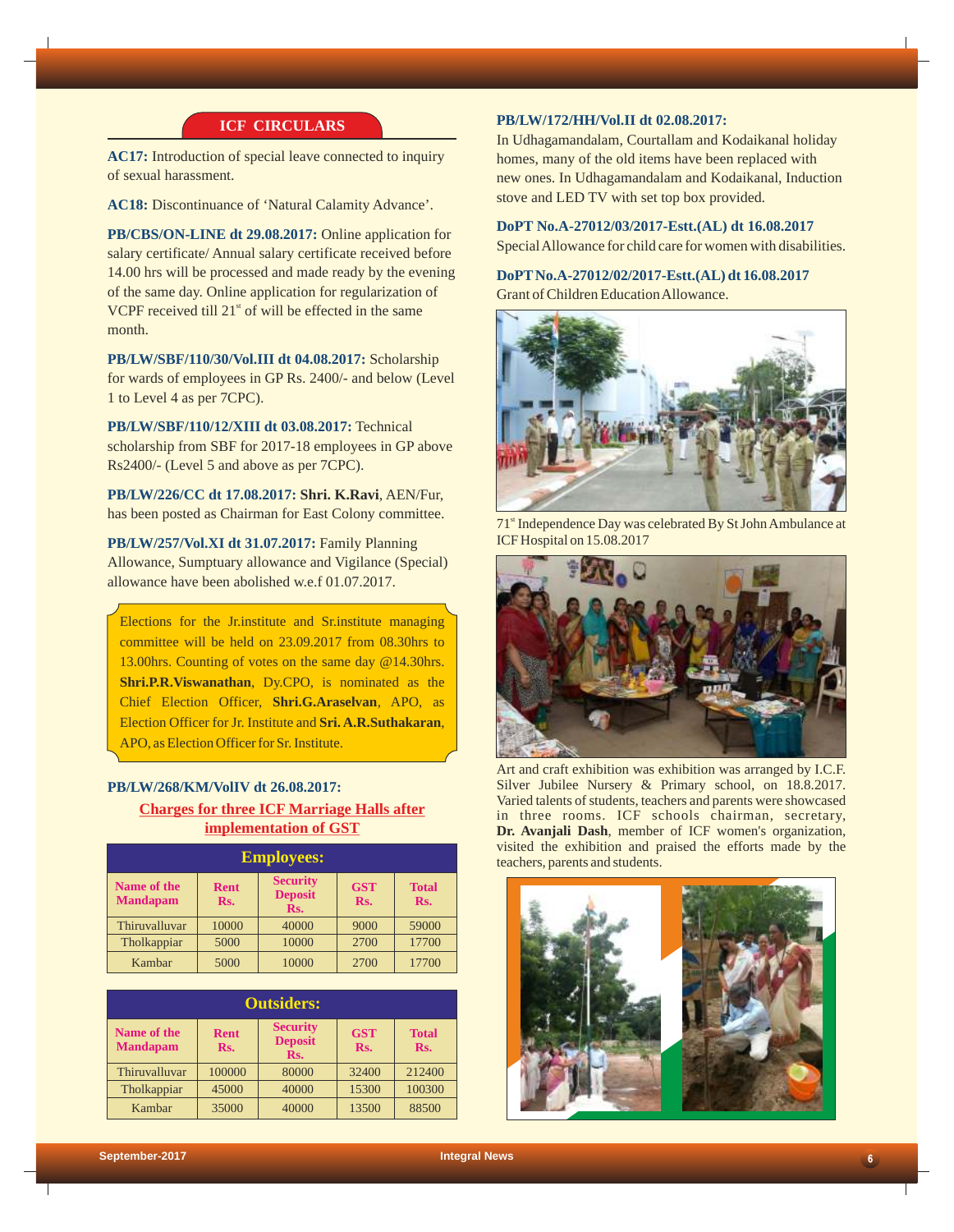## ICF CIRCULARS

**AC17:** Introduction of special leave connected to inquiry of sexual harassment.

**AC18:** Discontinuance of 'Natural Calamity Advance'.

**PB/CBS/ON-LINE dt 29.08.2017:** Online application for salary certificate/ Annual salary certificate received before 14.00 hrs will be processed and made ready by the evening of the same day. Online application for regularization of VCPF received till 21st of will be effected in the same month.

**PB/LW/SBF/110/30/Vol.III dt 04.08.2017:** Scholarship for wards of employees in GP Rs. 2400/- and below (Level 1 to Level 4 as per 7CPC).

**PB/LW/SBF/110/12/XIII dt 03.08.2017:** Technical scholarship from SBF for 2017-18 employees in GP above Rs2400/- (Level 5 and above as per 7CPC).

**PB/LW/226/CC dt 17.08.2017:** **Shri. K.Ravi**, AEN/Fur, has been posted as Chairman for East Colony committee.

**PB/LW/257/Vol.XI dt 31.07.2017:** Family Planning Allowance, Sumptuary allowance and Vigilance (Special) allowance have been abolished w.e.f 01.07.2017.

Elections for the Jr.institute and Sr.institute managing committee will be held on 23.09.2017 from 08.30hrs to 13.00hrs. Counting of votes on the same day @14.30hrs. **Shri.P.R.Viswanathan**, Dy.CPO, is nominated as the Chief Election Officer, **Shri.G.Araselvan**, APO, as Election Officer for Jr. Institute and **Sri. A.R.Suthakaran**, APO, as Election Officer for Sr. Institute.

**PB/LW/268/KM/VolIV dt 26.08.2017:**

**Charges for three ICF Marriage Halls after implementation of GST**

**Employees:**

| Name of the Mandapam | Rent Rs. | Security Deposit Rs. | GST Rs. | Total Rs. |
|---|---|---|---|---|
| Thiruvalluvar | 10000 | 40000 | 9000 | 59000 |
| Tholkappiar | 5000 | 10000 | 2700 | 17700 |
| Kambar | 5000 | 10000 | 2700 | 17700 |

**Outsiders:**

| Name of the Mandapam | Rent Rs. | Security Deposit Rs. | GST Rs. | Total Rs. |
|---|---|---|---|---|
| Thiruvalluvar | 100000 | 80000 | 32400 | 212400 |
| Tholkappiar | 45000 | 40000 | 15300 | 100300 |
| Kambar | 35000 | 40000 | 13500 | 88500 |

**PB/LW/172/HH/Vol.II dt 02.08.2017:**
In Udhagamandalam, Courtallam and Kodaikanal holiday homes, many of the old items have been replaced with new ones. In Udhagamandalam and Kodaikanal, Induction stove and LED TV with set top box provided.

**DoPT No.A-27012/03/2017-Estt.(AL) dt 16.08.2017**
Special Allowance for child care for women with disabilities.

**DoPT No.A-27012/02/2017-Estt.(AL) dt 16.08.2017**
Grant of Children Education Allowance.

71st Independence Day was celebrated By St John Ambulance at ICF Hospital on 15.08.2017

Art and craft exhibition was exhibition was arranged by I.C.F. Silver Jubilee Nursery & Primary school, on 18.8.2017. Varied talents of students, teachers and parents were showcased in three rooms. ICF schools chairman, secretary, **Dr. Avanjali Dash**, member of ICF women's organization, visited the exhibition and praised the efforts made by the teachers, parents and students.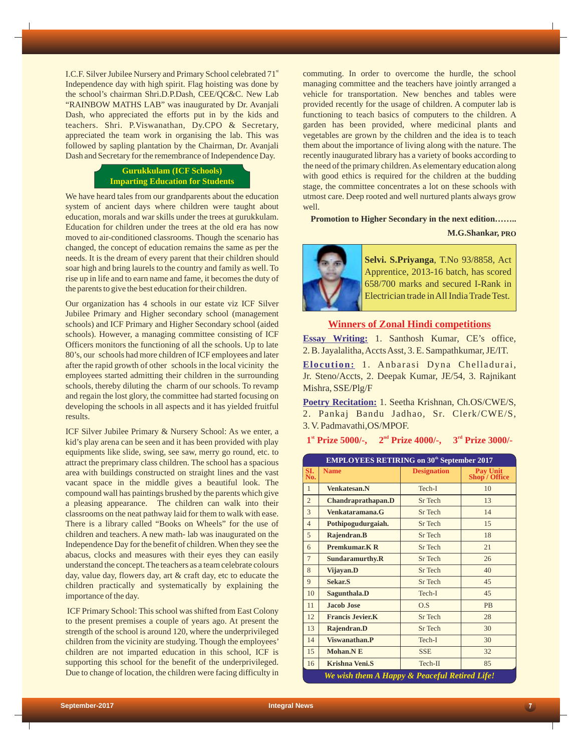I.C.F. Silver Jubilee Nursery and Primary School celebrated 71st Independence day with high spirit. Flag hoisting was done by the school's chairman Shri.D.P.Dash, CEE/QC&C. New Lab "RAINBOW MATHS LAB" was inaugurated by Dr. Avanjali Dash, who appreciated the efforts put in by the kids and teachers. Shri. P.Viswanathan, Dy.CPO & Secretary, appreciated the team work in organising the lab. This was followed by sapling plantation by the Chairman, Dr. Avanjali Dash and Secretary for the remembrance of Independence Day.

## Gurukkulam (ICF Schools) Imparting Education for Students

We have heard tales from our grandparents about the education system of ancient days where children were taught about education, morals and war skills under the trees at gurukkulam. Education for children under the trees at the old era has now moved to air-conditioned classrooms. Though the scenario has changed, the concept of education remains the same as per the needs. It is the dream of every parent that their children should soar high and bring laurels to the country and family as well. To rise up in life and to earn name and fame, it becomes the duty of the parents to give the best education for their children.

Our organization has 4 schools in our estate viz ICF Silver Jubilee Primary and Higher secondary school (management schools) and ICF Primary and Higher Secondary school (aided schools). However, a managing committee consisting of ICF Officers monitors the functioning of all the schools. Up to late 80's, our schools had more children of ICF employees and later after the rapid growth of other schools in the local vicinity the employees started admitting their children in the surrounding schools, thereby diluting the charm of our schools. To revamp and regain the lost glory, the committee had started focusing on developing the schools in all aspects and it has yielded fruitful results.

ICF Silver Jubilee Primary & Nursery School: As we enter, a kid's play arena can be seen and it has been provided with play equipments like slide, swing, see saw, merry go round, etc. to attract the preprimary class children. The school has a spacious area with buildings constructed on straight lines and the vast vacant space in the middle gives a beautiful look. The compound wall has paintings brushed by the parents which give a pleasing appearance. The children can walk into their classrooms on the neat pathway laid for them to walk with ease. There is a library called "Books on Wheels" for the use of children and teachers. A new math- lab was inaugurated on the Independence Day for the benefit of children. When they see the abacus, clocks and measures with their eyes they can easily understand the concept. The teachers as a team celebrate colours day, value day, flowers day, art & craft day, etc to educate the children practically and systematically by explaining the importance of the day.

ICF Primary School: This school was shifted from East Colony to the present premises a couple of years ago. At present the strength of the school is around 120, where the underprivileged children from the vicinity are studying. Though the employees' children are not imparted education in this school, ICF is supporting this school for the benefit of the underprivileged. Due to change of location, the children were facing difficulty in commuting. In order to overcome the hurdle, the school managing committee and the teachers have jointly arranged a vehicle for transportation. New benches and tables were provided recently for the usage of children. A computer lab is functioning to teach basics of computers to the children. A garden has been provided, where medicinal plants and vegetables are grown by the children and the idea is to teach them about the importance of living along with the nature. The recently inaugurated library has a variety of books according to the need of the primary children. As elementary education along with good ethics is required for the children at the budding stage, the committee concentrates a lot on these schools with utmost care. Deep rooted and well nurtured plants always grow well.

**Promotion to Higher Secondary in the next edition……..**

**M.G.Shankar, PRO**

**Selvi. S.Priyanga**, T.No 93/8858, Act Apprentice, 2013-16 batch, has scored 658/700 marks and secured I-Rank in Electrician trade in All India Trade Test.

## Winners of Zonal Hindi competitions

**Essay Writing:** 1. Santhosh Kumar, CE's office, 2. B. Jayalalitha, Accts Asst, 3. E. Sampathkumar, JE/IT.

**Elocution:** 1. Anbarasi Dyna Chelladurai, Jr. Steno/Accts, 2. Deepak Kumar, JE/54, 3. Rajnikant Mishra, SSE/Plg/F

**Poetry Recitation:** 1. Seetha Krishnan, Ch.OS/CWE/S, 2. Pankaj Bandu Jadhao, Sr. Clerk/CWE/S, 3. V. Padmavathi, OS/MPOF.

**1st Prize 5000/-, 2nd Prize 4000/-, 3rd Prize 3000/-**

**EMPLOYEES RETIRING on 30th September 2017**

| Sl. No. | Name | Designation | Pay Unit Shop / Office |
|---|---|---|---|
| 1 | Venkatesan.N | Tech-I | 10 |
| 2 | Chandraprathapan.D | Sr Tech | 13 |
| 3 | Venkataramana.G | Sr Tech | 14 |
| 4 | Pothipogudurgaiah. | Sr Tech | 15 |
| 5 | Rajendran.B | Sr Tech | 18 |
| 6 | Premkumar.K R | Sr Tech | 21 |
| 7 | Sundaramurthy.R | Sr Tech | 26 |
| 8 | Vijayan.D | Sr Tech | 40 |
| 9 | Sekar.S | Sr Tech | 45 |
| 10 | Sagunthala.D | Tech-I | 45 |
| 11 | Jacob Jose | O.S | PB |
| 12 | Francis Jevier.K | Sr Tech | 28 |
| 13 | Rajendran.D | Sr Tech | 30 |
| 14 | Viswanathan.P | Tech-I | 30 |
| 15 | Mohan.N E | SSE | 32 |
| 16 | Krishna Veni.S | Tech-II | 85 |

*We wish them A Happy & Peaceful Retired Life!*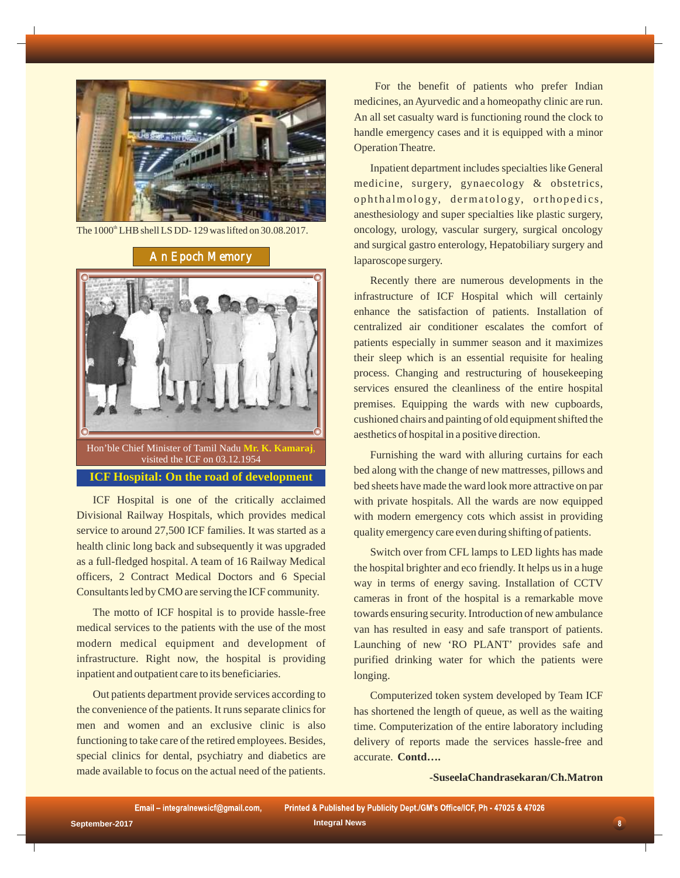The 1000th LHB shell LS DD- 129 was lifted on 30.08.2017.

**An Epoch Memory**

Hon'ble Chief Minister of Tamil Nadu **Mr. K. Kamaraj**, visited the ICF on 03.12.1954

## ICF Hospital: On the road of development

ICF Hospital is one of the critically acclaimed Divisional Railway Hospitals, which provides medical service to around 27,500 ICF families. It was started as a health clinic long back and subsequently it was upgraded as a full-fledged hospital. A team of 16 Railway Medical officers, 2 Contract Medical Doctors and 6 Special Consultants led by CMO are serving the ICF community.

The motto of ICF hospital is to provide hassle-free medical services to the patients with the use of the most modern medical equipment and development of infrastructure. Right now, the hospital is providing inpatient and outpatient care to its beneficiaries.

Out patients department provide services according to the convenience of the patients. It runs separate clinics for men and women and an exclusive clinic is also functioning to take care of the retired employees. Besides, special clinics for dental, psychiatry and diabetics are made available to focus on the actual need of the patients.

For the benefit of patients who prefer Indian medicines, an Ayurvedic and a homeopathy clinic are run. An all set casualty ward is functioning round the clock to handle emergency cases and it is equipped with a minor Operation Theatre.

Inpatient department includes specialties like General medicine, surgery, gynaecology & obstetrics, ophthalmology, dermatology, orthopedics, anesthesiology and super specialties like plastic surgery, oncology, urology, vascular surgery, surgical oncology and surgical gastro enterology, Hepatobiliary surgery and laparoscope surgery.

Recently there are numerous developments in the infrastructure of ICF Hospital which will certainly enhance the satisfaction of patients. Installation of centralized air conditioner escalates the comfort of patients especially in summer season and it maximizes their sleep which is an essential requisite for healing process. Changing and restructuring of housekeeping services ensured the cleanliness of the entire hospital premises. Equipping the wards with new cupboards, cushioned chairs and painting of old equipment shifted the aesthetics of hospital in a positive direction.

Furnishing the ward with alluring curtains for each bed along with the change of new mattresses, pillows and bed sheets have made the ward look more attractive on par with private hospitals. All the wards are now equipped with modern emergency cots which assist in providing quality emergency care even during shifting of patients.

Switch over from CFL lamps to LED lights has made the hospital brighter and eco friendly. It helps us in a huge way in terms of energy saving. Installation of CCTV cameras in front of the hospital is a remarkable move towards ensuring security. Introduction of new ambulance van has resulted in easy and safe transport of patients. Launching of new 'RO PLANT' provides safe and purified drinking water for which the patients were longing.

Computerized token system developed by Team ICF has shortened the length of queue, as well as the waiting time. Computerization of the entire laboratory including delivery of reports made the services hassle-free and accurate. **Contd….**

**-SuseelaChandrasekaran/Ch.Matron**

Email – integralnewsicf@gmail.com, Printed & Published by Publicity Dept./GM's Office/ICF, Ph - 47025 & 47026